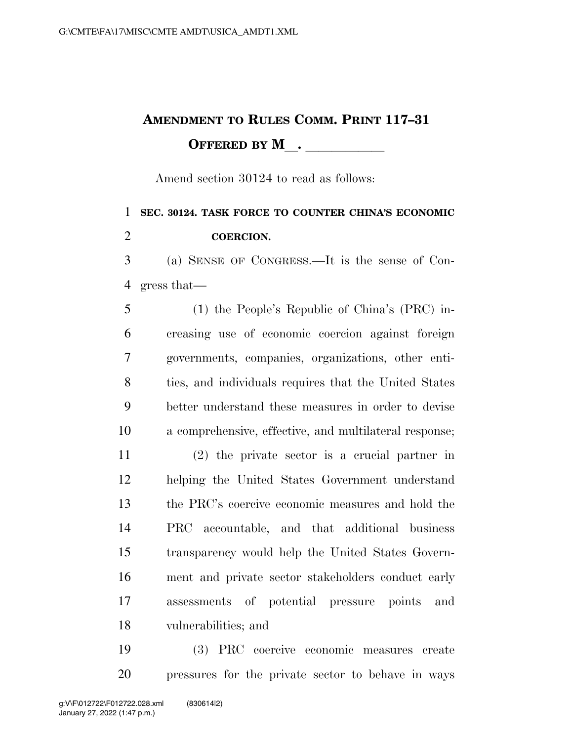**AMENDMENT TO RULES COMM. PRINT 117–31**

**OFFERED BY M\_\_. \_\_\_\_\_\_\_\_\_\_\_**

Amend section 30124 to read as follows:

**SEC. 30124. TASK FORCE TO COUNTER CHINA'S ECONOMIC COERCION.**

(a) SENSE OF CONGRESS.—It is the sense of Congress that—

(1) the People's Republic of China's (PRC) increasing use of economic coercion against foreign governments, companies, organizations, other entities, and individuals requires that the United States better understand these measures in order to devise a comprehensive, effective, and multilateral response;

(2) the private sector is a crucial partner in helping the United States Government understand the PRC's coercive economic measures and hold the PRC accountable, and that additional business transparency would help the United States Government and private sector stakeholders conduct early assessments of potential pressure points and vulnerabilities; and

(3) PRC coercive economic measures create pressures for the private sector to behave in ways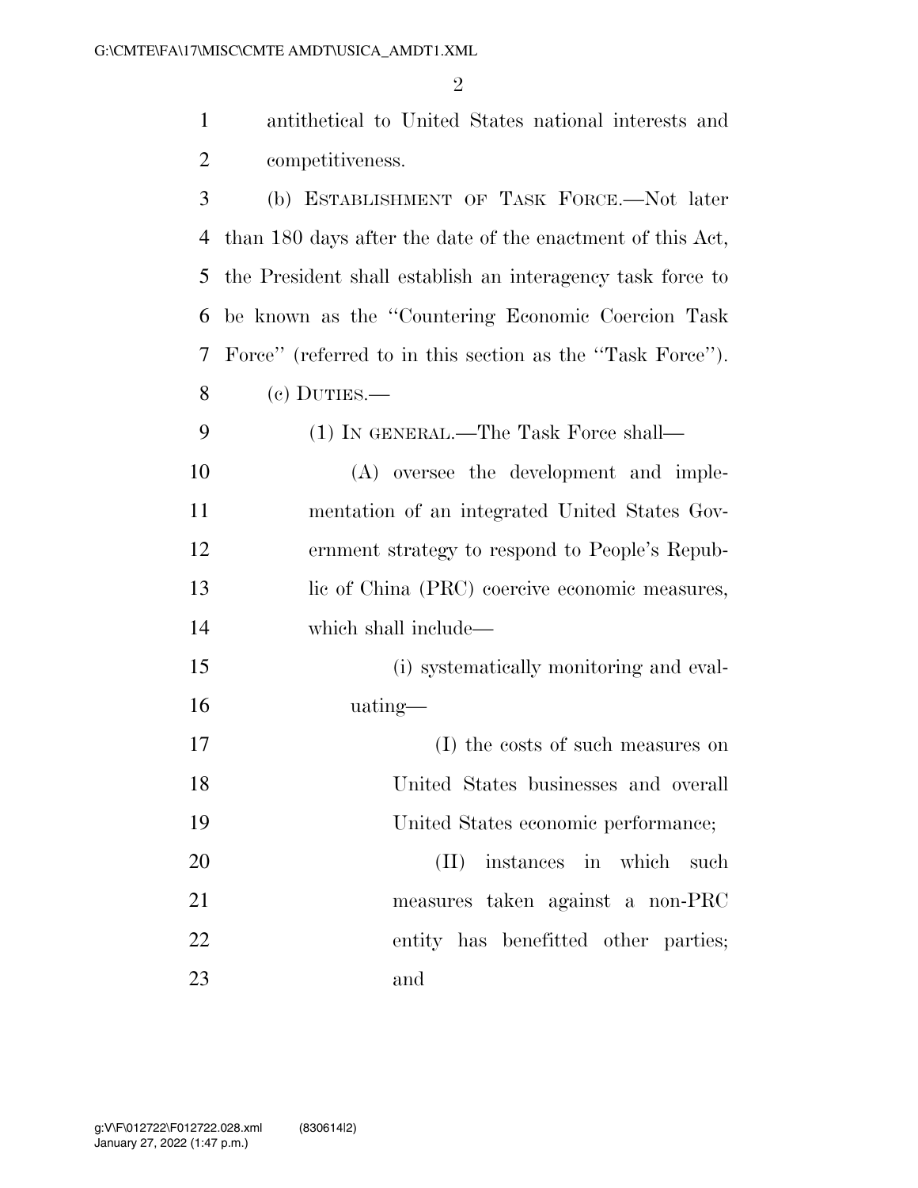antithetical to United States national interests and competitiveness.

(b) ESTABLISHMENT OF TASK FORCE.—Not later than 180 days after the date of the enactment of this Act, the President shall establish an interagency task force to be known as the ''Countering Economic Coercion Task Force'' (referred to in this section as the ''Task Force'').

(c) DUTIES.—

(1) IN GENERAL.—The Task Force shall—

(A) oversee the development and implementation of an integrated United States Government strategy to respond to People's Republic of China (PRC) coercive economic measures, which shall include—

(i) systematically monitoring and evaluating—

(I) the costs of such measures on United States businesses and overall United States economic performance;

(II) instances in which such measures taken against a non-PRC entity has benefitted other parties; and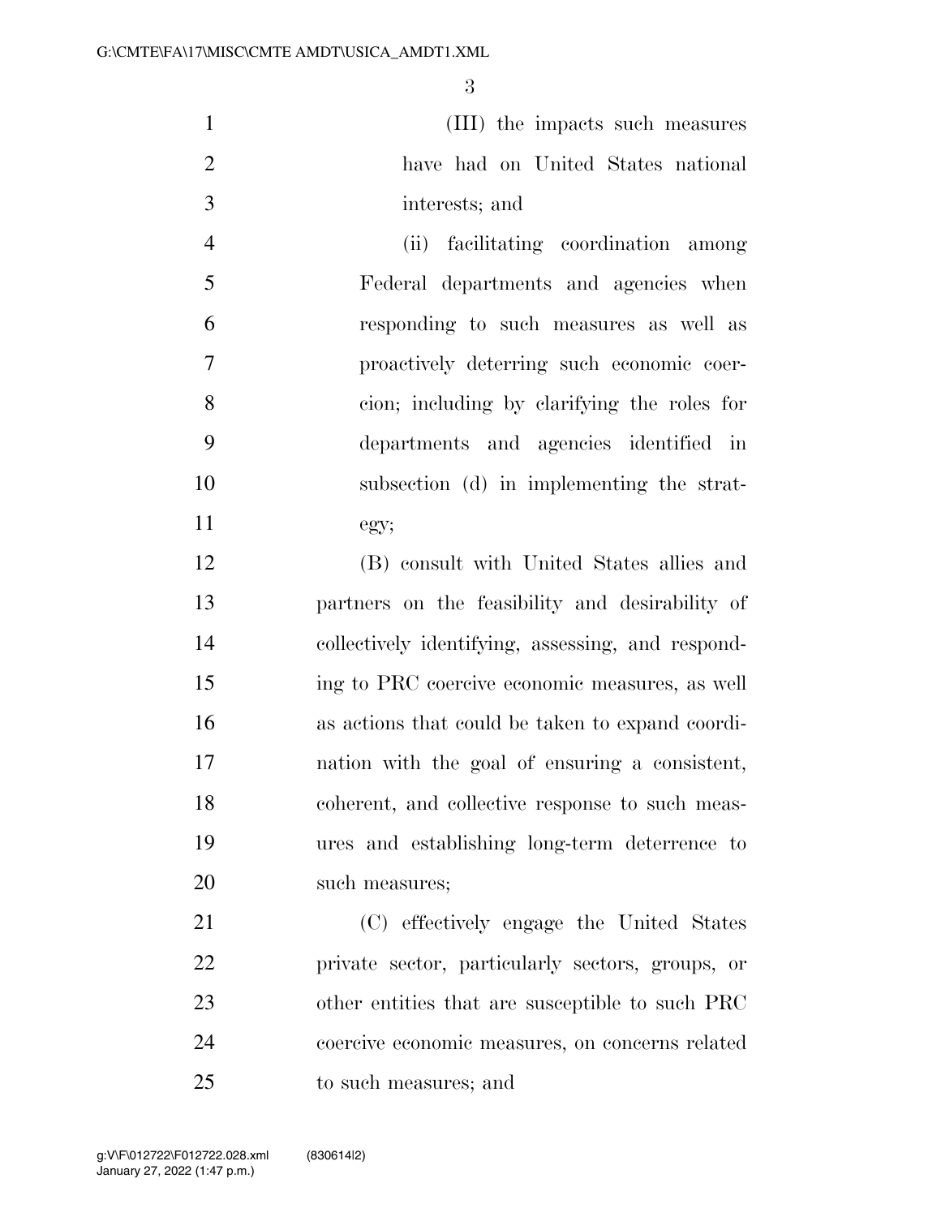(III) the impacts such measures have had on United States national interests; and

(ii) facilitating coordination among Federal departments and agencies when responding to such measures as well as proactively deterring such economic coercion; including by clarifying the roles for departments and agencies identified in subsection (d) in implementing the strategy;

(B) consult with United States allies and partners on the feasibility and desirability of collectively identifying, assessing, and responding to PRC coercive economic measures, as well as actions that could be taken to expand coordination with the goal of ensuring a consistent, coherent, and collective response to such measures and establishing long-term deterrence to such measures;

(C) effectively engage the United States private sector, particularly sectors, groups, or other entities that are susceptible to such PRC coercive economic measures, on concerns related to such measures; and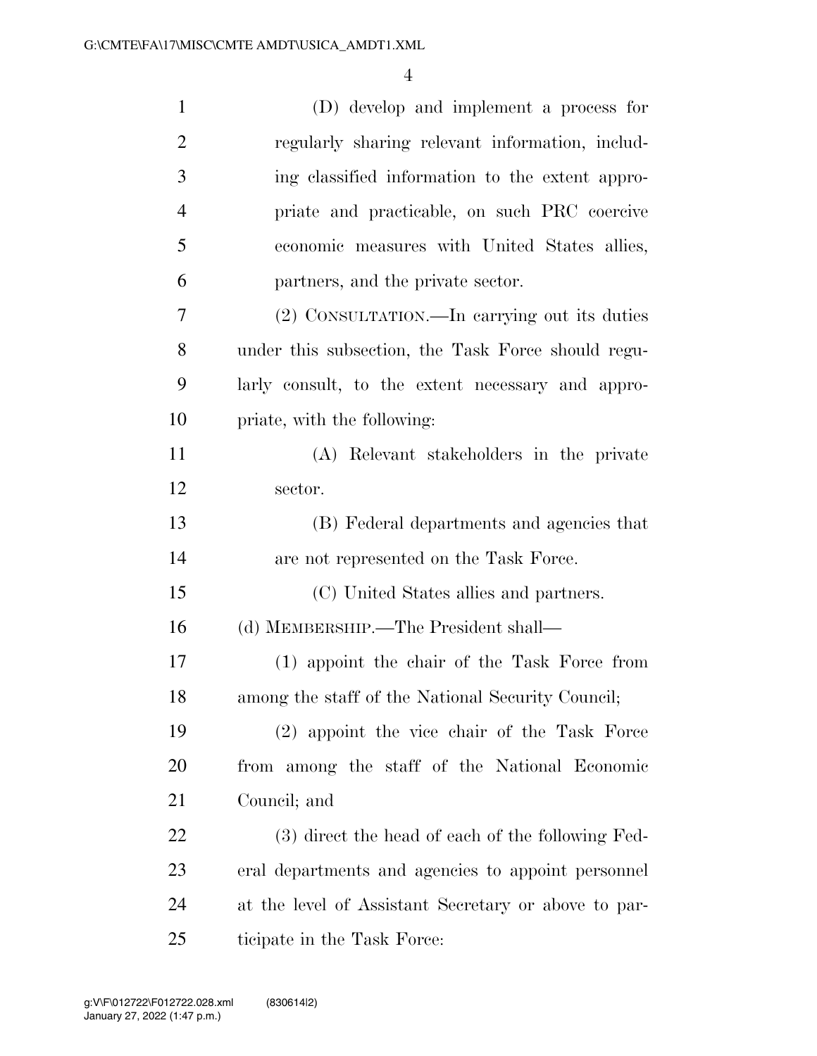(D) develop and implement a process for regularly sharing relevant information, including classified information to the extent appropriate and practicable, on such PRC coercive economic measures with United States allies, partners, and the private sector.

(2) CONSULTATION.—In carrying out its duties under this subsection, the Task Force should regularly consult, to the extent necessary and appropriate, with the following:

(A) Relevant stakeholders in the private sector.

(B) Federal departments and agencies that are not represented on the Task Force.

(C) United States allies and partners.

(d) MEMBERSHIP.—The President shall—

(1) appoint the chair of the Task Force from among the staff of the National Security Council;

(2) appoint the vice chair of the Task Force from among the staff of the National Economic Council; and

(3) direct the head of each of the following Federal departments and agencies to appoint personnel at the level of Assistant Secretary or above to participate in the Task Force: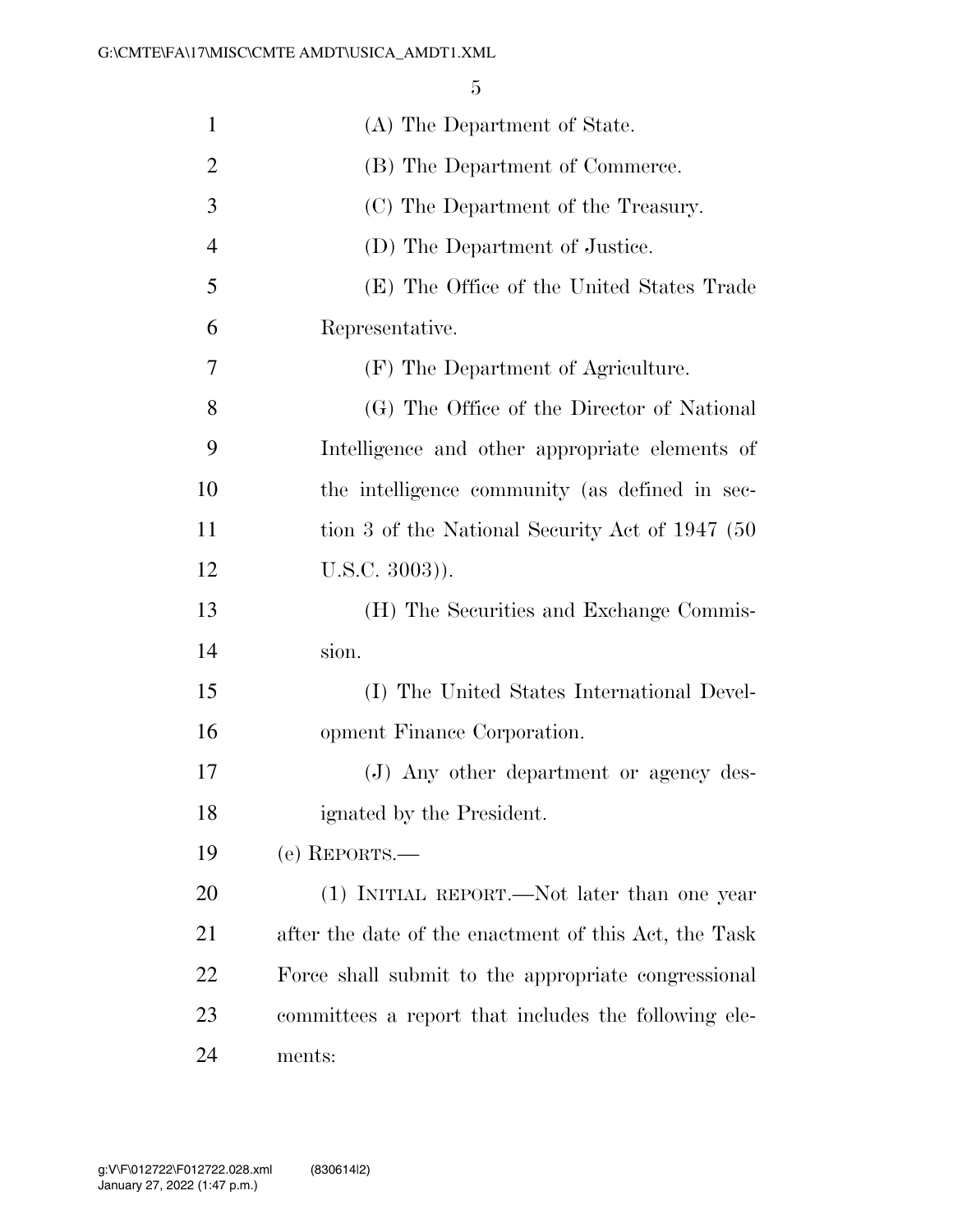(A) The Department of State.

(B) The Department of Commerce.

(C) The Department of the Treasury.

(D) The Department of Justice.

(E) The Office of the United States Trade Representative.

(F) The Department of Agriculture.

(G) The Office of the Director of National Intelligence and other appropriate elements of the intelligence community (as defined in section 3 of the National Security Act of 1947 (50 U.S.C. 3003)).

(H) The Securities and Exchange Commission.

(I) The United States International Development Finance Corporation.

(J) Any other department or agency designated by the President.

(e) REPORTS.—

(1) INITIAL REPORT.—Not later than one year after the date of the enactment of this Act, the Task Force shall submit to the appropriate congressional committees a report that includes the following elements: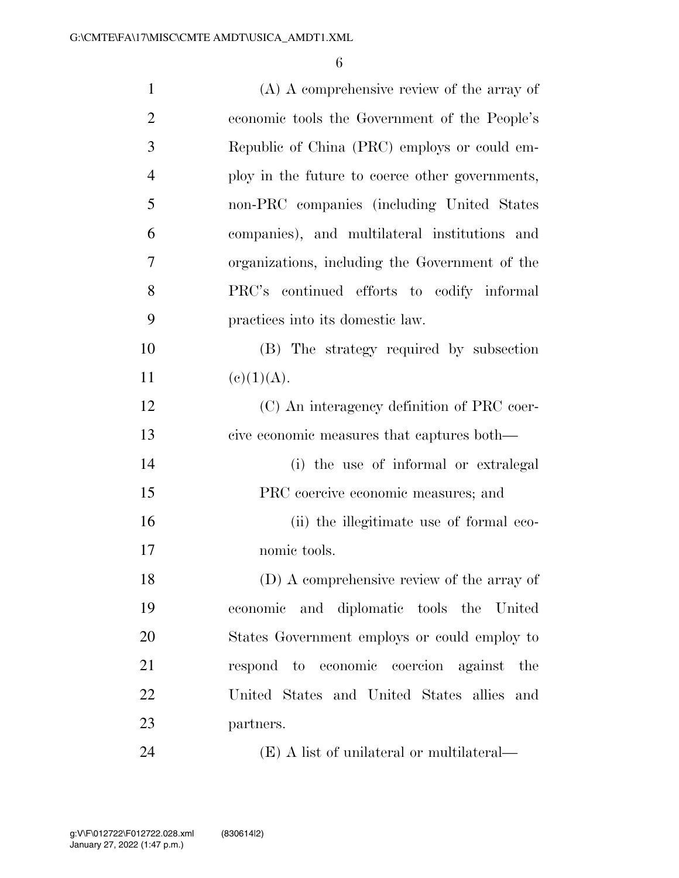(A) A comprehensive review of the array of economic tools the Government of the People's Republic of China (PRC) employs or could employ in the future to coerce other governments, non-PRC companies (including United States companies), and multilateral institutions and organizations, including the Government of the PRC's continued efforts to codify informal practices into its domestic law.

(B) The strategy required by subsection (c)(1)(A).

(C) An interagency definition of PRC coercive economic measures that captures both—

(i) the use of informal or extralegal PRC coercive economic measures; and

(ii) the illegitimate use of formal economic tools.

(D) A comprehensive review of the array of economic and diplomatic tools the United States Government employs or could employ to respond to economic coercion against the United States and United States allies and partners.

(E) A list of unilateral or multilateral—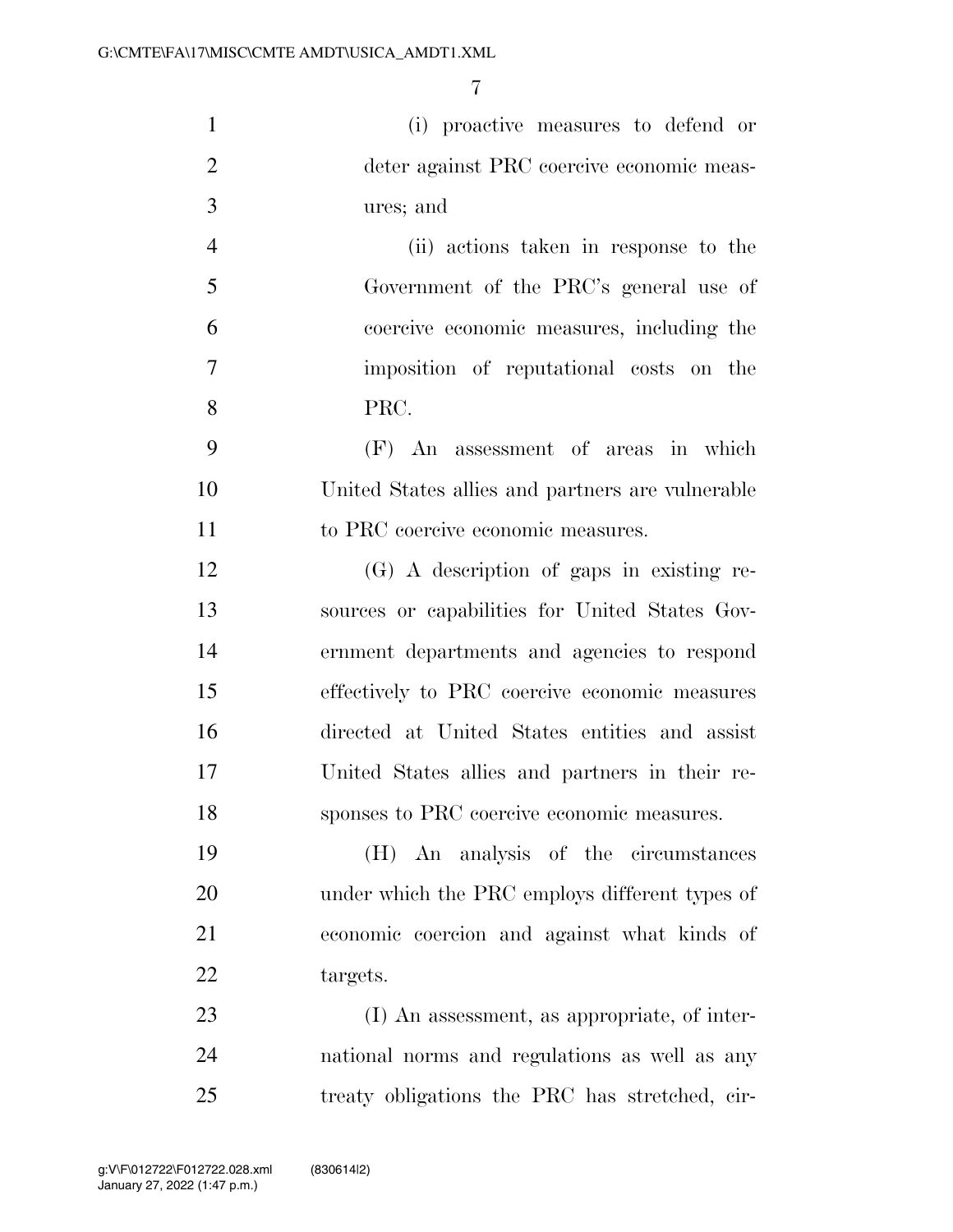(i) proactive measures to defend or deter against PRC coercive economic measures; and

(ii) actions taken in response to the Government of the PRC's general use of coercive economic measures, including the imposition of reputational costs on the PRC.

(F) An assessment of areas in which United States allies and partners are vulnerable to PRC coercive economic measures.

(G) A description of gaps in existing resources or capabilities for United States Government departments and agencies to respond effectively to PRC coercive economic measures directed at United States entities and assist United States allies and partners in their responses to PRC coercive economic measures.

(H) An analysis of the circumstances under which the PRC employs different types of economic coercion and against what kinds of targets.

(I) An assessment, as appropriate, of international norms and regulations as well as any treaty obligations the PRC has stretched, cir-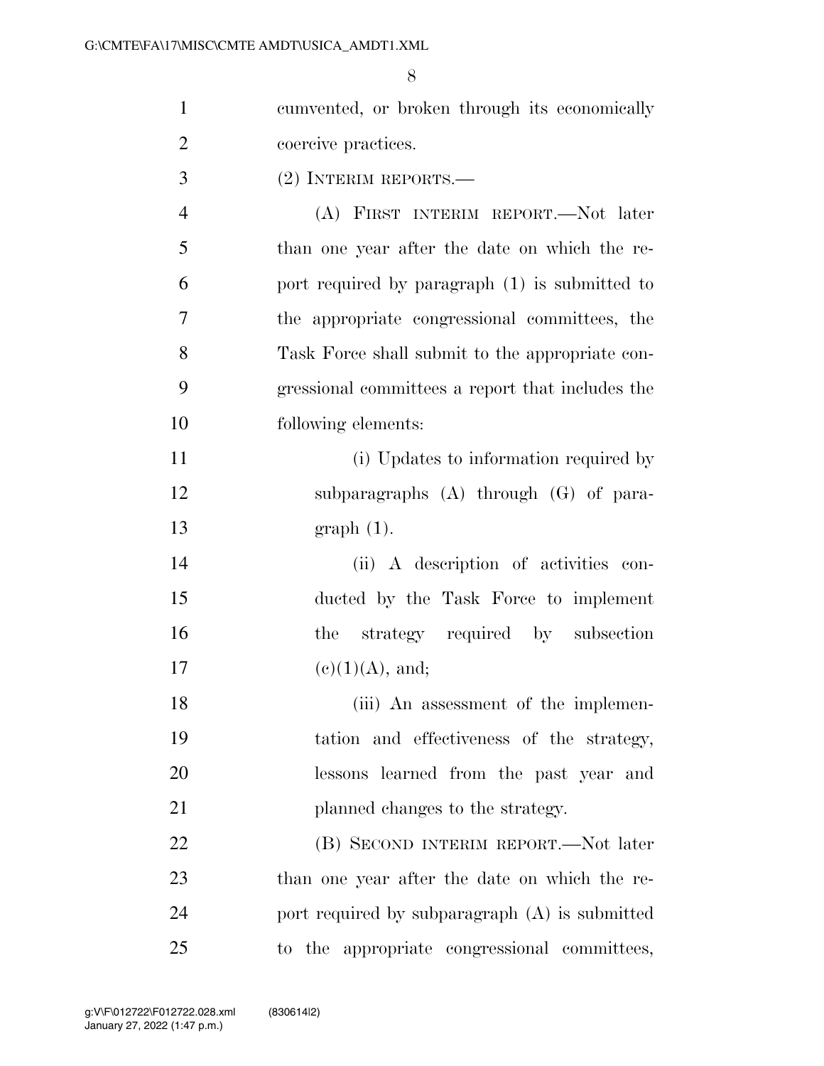cumvented, or broken through its economically coercive practices.

(2) INTERIM REPORTS.—

(A) FIRST INTERIM REPORT.—Not later than one year after the date on which the report required by paragraph (1) is submitted to the appropriate congressional committees, the Task Force shall submit to the appropriate congressional committees a report that includes the following elements:

(i) Updates to information required by subparagraphs (A) through (G) of paragraph (1).

(ii) A description of activities conducted by the Task Force to implement the strategy required by subsection (c)(1)(A), and;

(iii) An assessment of the implementation and effectiveness of the strategy, lessons learned from the past year and planned changes to the strategy.

(B) SECOND INTERIM REPORT.—Not later than one year after the date on which the report required by subparagraph (A) is submitted to the appropriate congressional committees,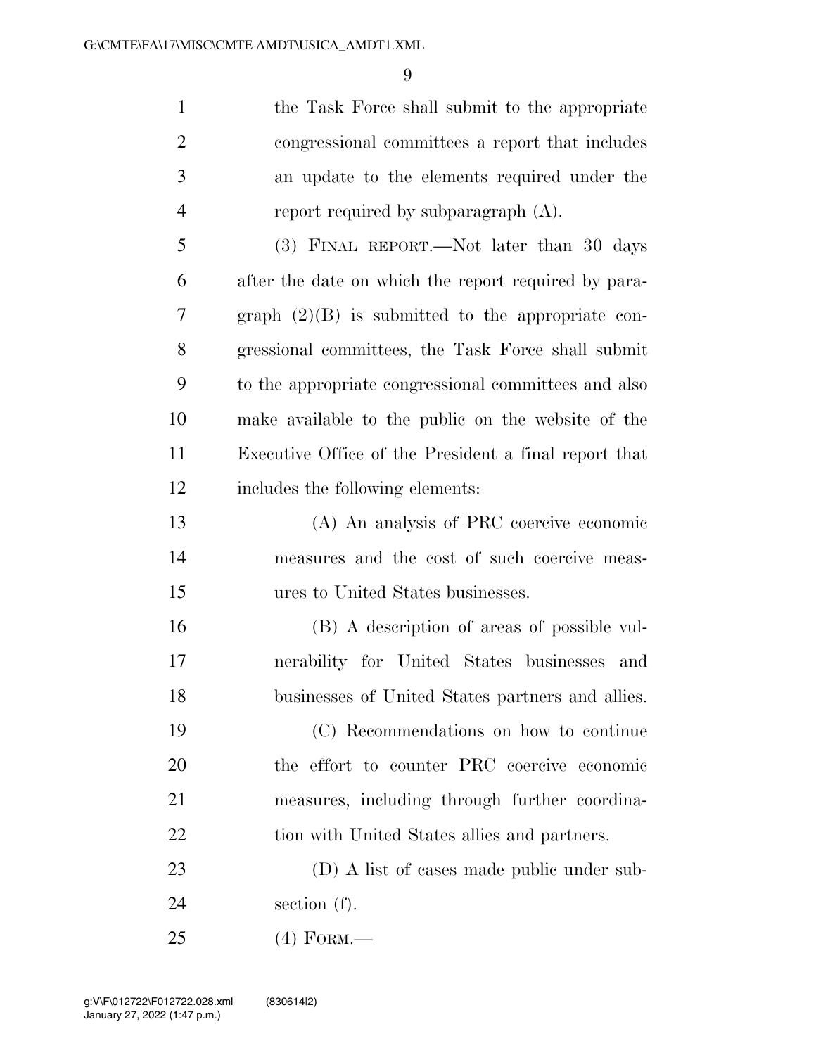the Task Force shall submit to the appropriate congressional committees a report that includes an update to the elements required under the report required by subparagraph (A).

(3) FINAL REPORT.—Not later than 30 days after the date on which the report required by paragraph (2)(B) is submitted to the appropriate congressional committees, the Task Force shall submit to the appropriate congressional committees and also make available to the public on the website of the Executive Office of the President a final report that includes the following elements:

(A) An analysis of PRC coercive economic measures and the cost of such coercive measures to United States businesses.

(B) A description of areas of possible vulnerability for United States businesses and businesses of United States partners and allies.

(C) Recommendations on how to continue the effort to counter PRC coercive economic measures, including through further coordination with United States allies and partners.

(D) A list of cases made public under subsection (f).

(4) FORM.—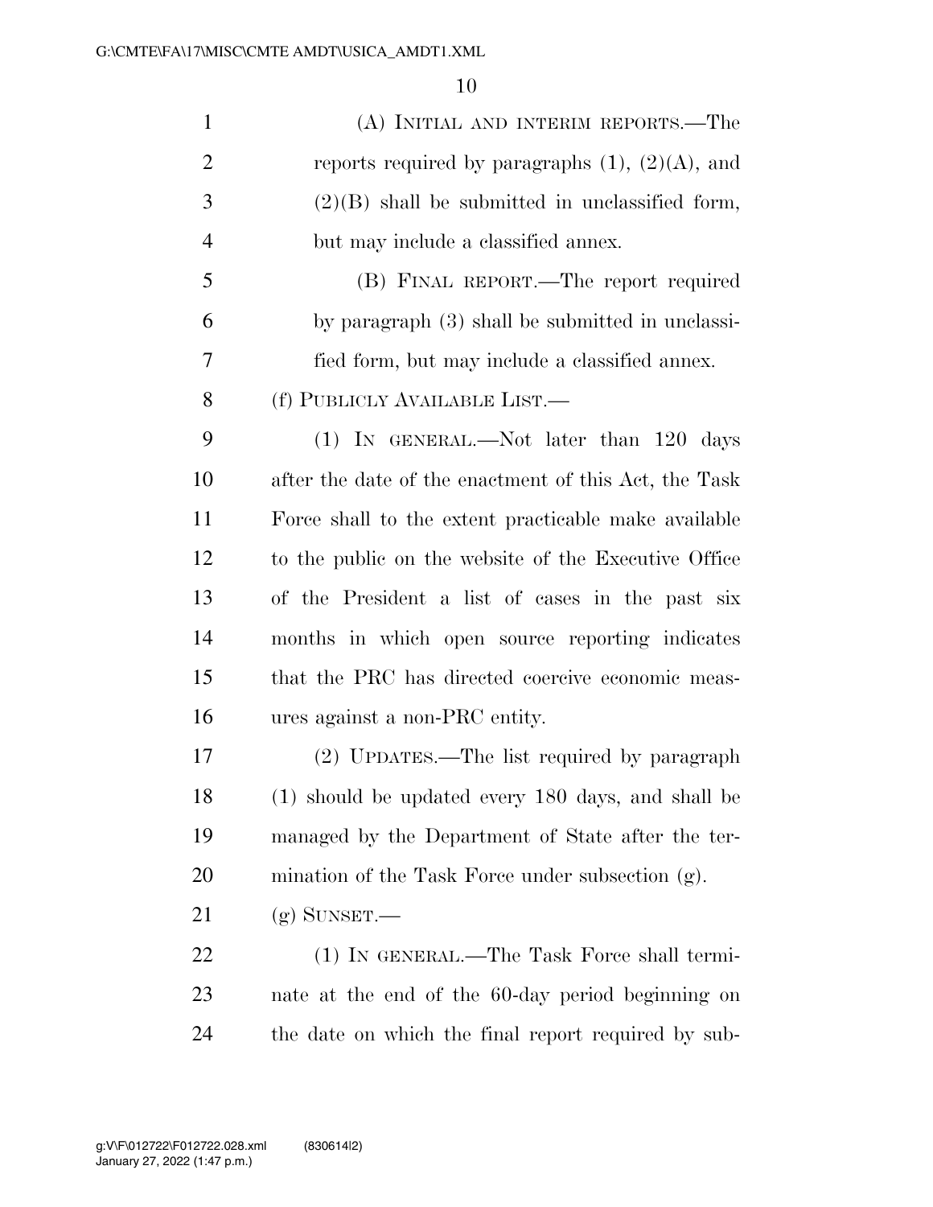(A) INITIAL AND INTERIM REPORTS.—The reports required by paragraphs (1), (2)(A), and (2)(B) shall be submitted in unclassified form, but may include a classified annex.

(B) FINAL REPORT.—The report required by paragraph (3) shall be submitted in unclassified form, but may include a classified annex.

(f) PUBLICLY AVAILABLE LIST.—

(1) IN GENERAL.—Not later than 120 days after the date of the enactment of this Act, the Task Force shall to the extent practicable make available to the public on the website of the Executive Office of the President a list of cases in the past six months in which open source reporting indicates that the PRC has directed coercive economic measures against a non-PRC entity.

(2) UPDATES.—The list required by paragraph (1) should be updated every 180 days, and shall be managed by the Department of State after the termination of the Task Force under subsection (g).

(g) SUNSET.—

(1) IN GENERAL.—The Task Force shall terminate at the end of the 60-day period beginning on the date on which the final report required by sub-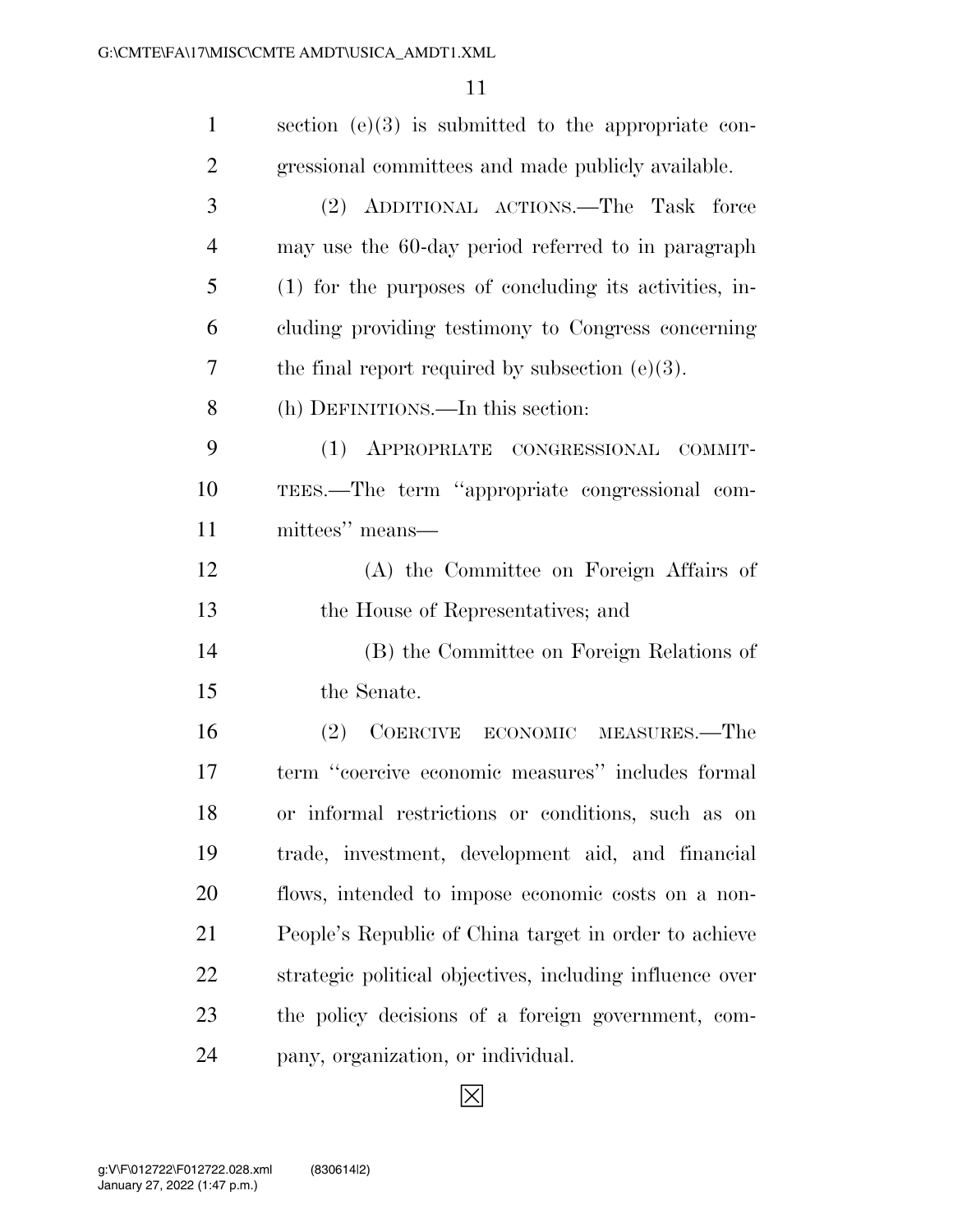section (e)(3) is submitted to the appropriate congressional committees and made publicly available.

(2) ADDITIONAL ACTIONS.—The Task force may use the 60-day period referred to in paragraph (1) for the purposes of concluding its activities, including providing testimony to Congress concerning the final report required by subsection (e)(3).

(h) DEFINITIONS.—In this section:

(1) APPROPRIATE CONGRESSIONAL COMMITTEES.—The term ''appropriate congressional committees'' means—

(A) the Committee on Foreign Affairs of the House of Representatives; and

(B) the Committee on Foreign Relations of the Senate.

(2) COERCIVE ECONOMIC MEASURES.—The term ''coercive economic measures'' includes formal or informal restrictions or conditions, such as on trade, investment, development aid, and financial flows, intended to impose economic costs on a non-People's Republic of China target in order to achieve strategic political objectives, including influence over the policy decisions of a foreign government, company, organization, or individual.

☒